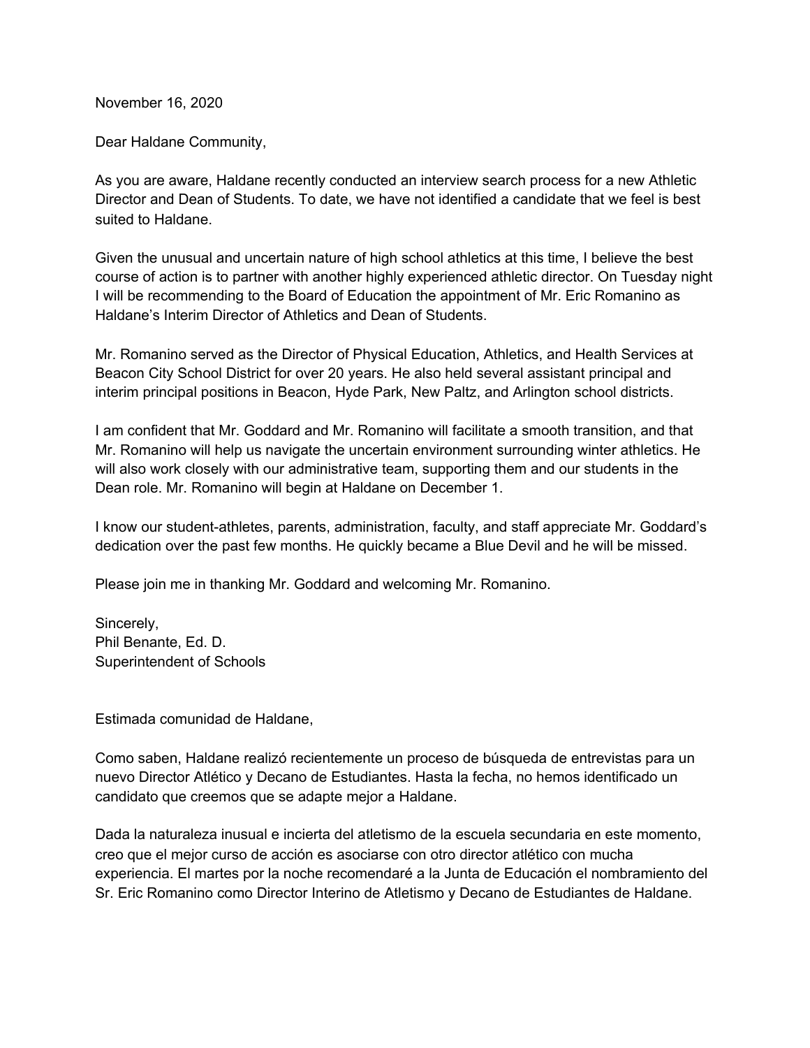November 16, 2020

Dear Haldane Community,

As you are aware, Haldane recently conducted an interview search process for a new Athletic Director and Dean of Students. To date, we have not identified a candidate that we feel is best suited to Haldane.

Given the unusual and uncertain nature of high school athletics at this time, I believe the best course of action is to partner with another highly experienced athletic director. On Tuesday night I will be recommending to the Board of Education the appointment of Mr. Eric Romanino as Haldane's Interim Director of Athletics and Dean of Students.

Mr. Romanino served as the Director of Physical Education, Athletics, and Health Services at Beacon City School District for over 20 years. He also held several assistant principal and interim principal positions in Beacon, Hyde Park, New Paltz, and Arlington school districts.

I am confident that Mr. Goddard and Mr. Romanino will facilitate a smooth transition, and that Mr. Romanino will help us navigate the uncertain environment surrounding winter athletics. He will also work closely with our administrative team, supporting them and our students in the Dean role. Mr. Romanino will begin at Haldane on December 1.

I know our student-athletes, parents, administration, faculty, and staff appreciate Mr. Goddard's dedication over the past few months. He quickly became a Blue Devil and he will be missed.

Please join me in thanking Mr. Goddard and welcoming Mr. Romanino.

Sincerely,
Phil Benante, Ed. D.
Superintendent of Schools

Estimada comunidad de Haldane,

Como saben, Haldane realizó recientemente un proceso de búsqueda de entrevistas para un nuevo Director Atlético y Decano de Estudiantes. Hasta la fecha, no hemos identificado un candidato que creemos que se adapte mejor a Haldane.

Dada la naturaleza inusual e incierta del atletismo de la escuela secundaria en este momento, creo que el mejor curso de acción es asociarse con otro director atlético con mucha experiencia. El martes por la noche recomendaré a la Junta de Educación el nombramiento del Sr. Eric Romanino como Director Interino de Atletismo y Decano de Estudiantes de Haldane.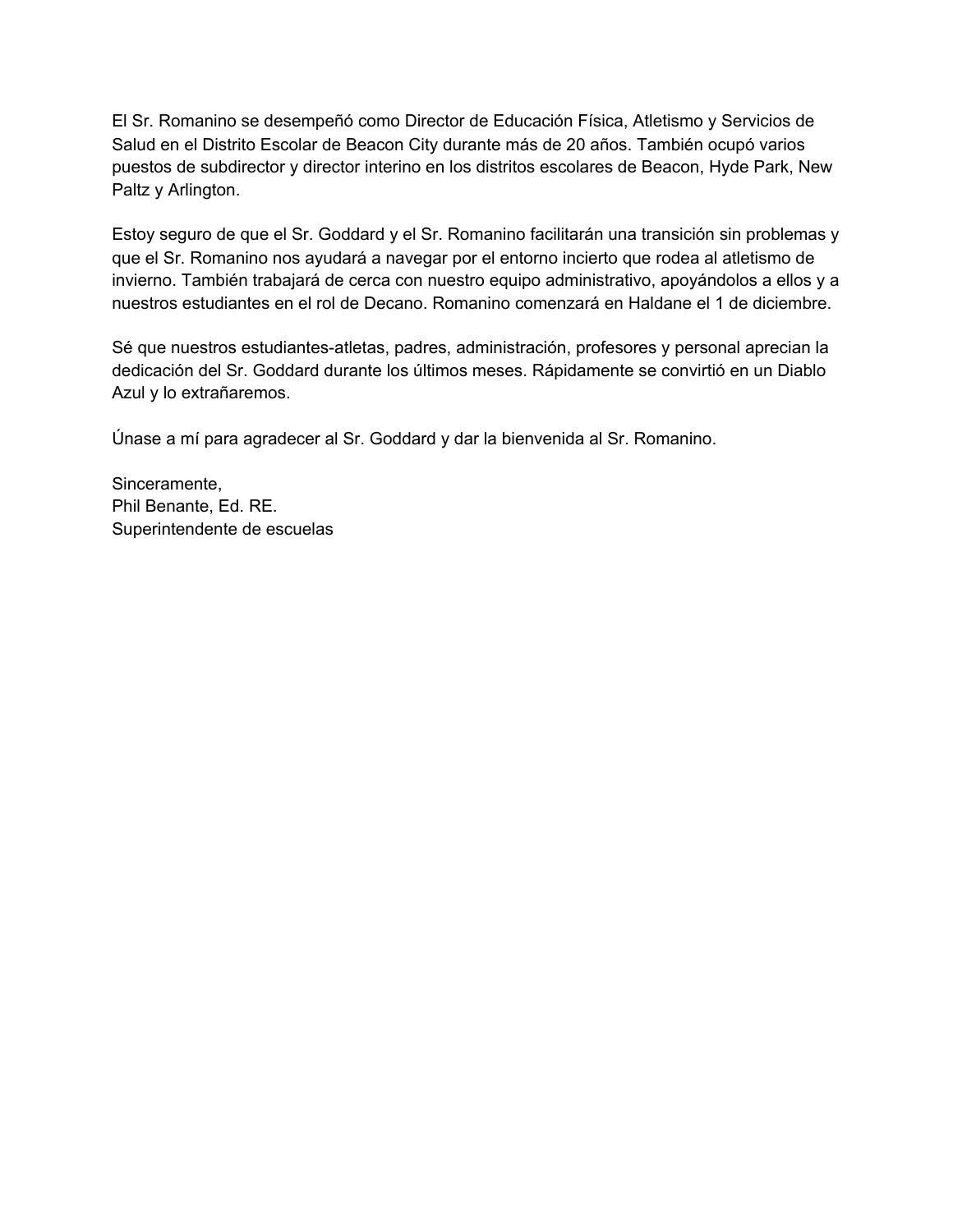El Sr. Romanino se desempeñó como Director de Educación Física, Atletismo y Servicios de Salud en el Distrito Escolar de Beacon City durante más de 20 años. También ocupó varios puestos de subdirector y director interino en los distritos escolares de Beacon, Hyde Park, New Paltz y Arlington.

Estoy seguro de que el Sr. Goddard y el Sr. Romanino facilitarán una transición sin problemas y que el Sr. Romanino nos ayudará a navegar por el entorno incierto que rodea al atletismo de invierno. También trabajará de cerca con nuestro equipo administrativo, apoyándolos a ellos y a nuestros estudiantes en el rol de Decano. Romanino comenzará en Haldane el 1 de diciembre.

Sé que nuestros estudiantes-atletas, padres, administración, profesores y personal aprecian la dedicación del Sr. Goddard durante los últimos meses. Rápidamente se convirtió en un Diablo Azul y lo extrañaremos.

Únase a mí para agradecer al Sr. Goddard y dar la bienvenida al Sr. Romanino.

Sinceramente,
Phil Benante, Ed. RE.
Superintendente de escuelas